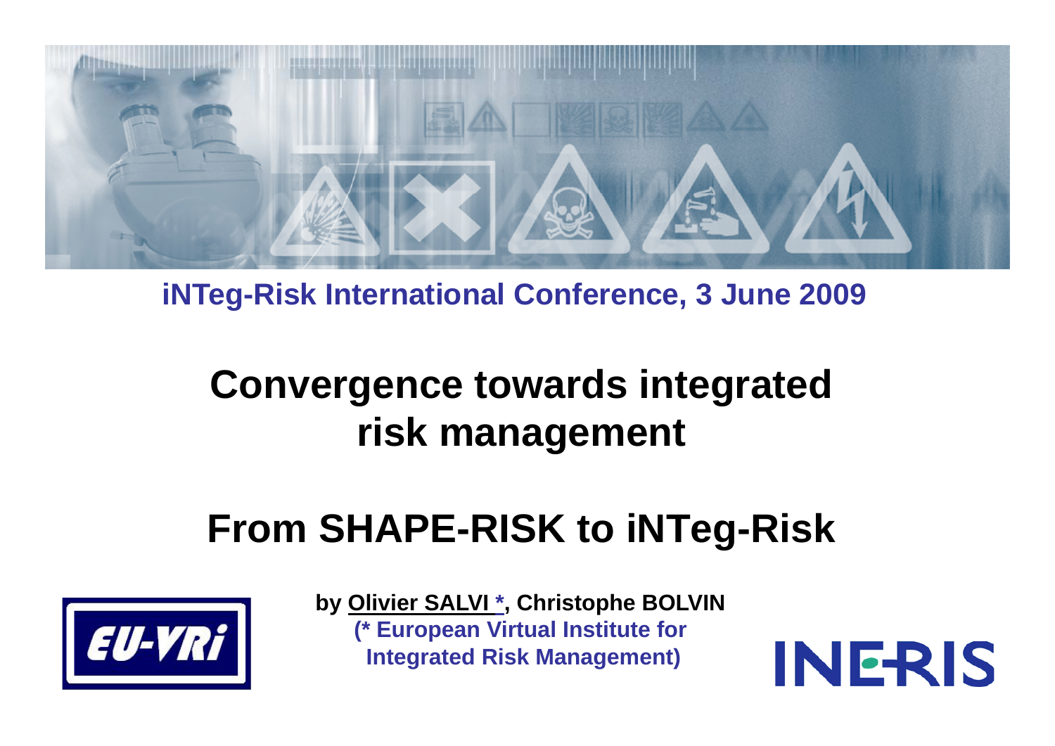iNTeg-Risk International Conference, 3 June 2009

# Convergence towards integrated risk management

# From SHAPE-RISK to iNTeg-Risk

by Olivier SALVI *, Christophe BOLVIN

(* European Virtual Institute for Integrated Risk Management)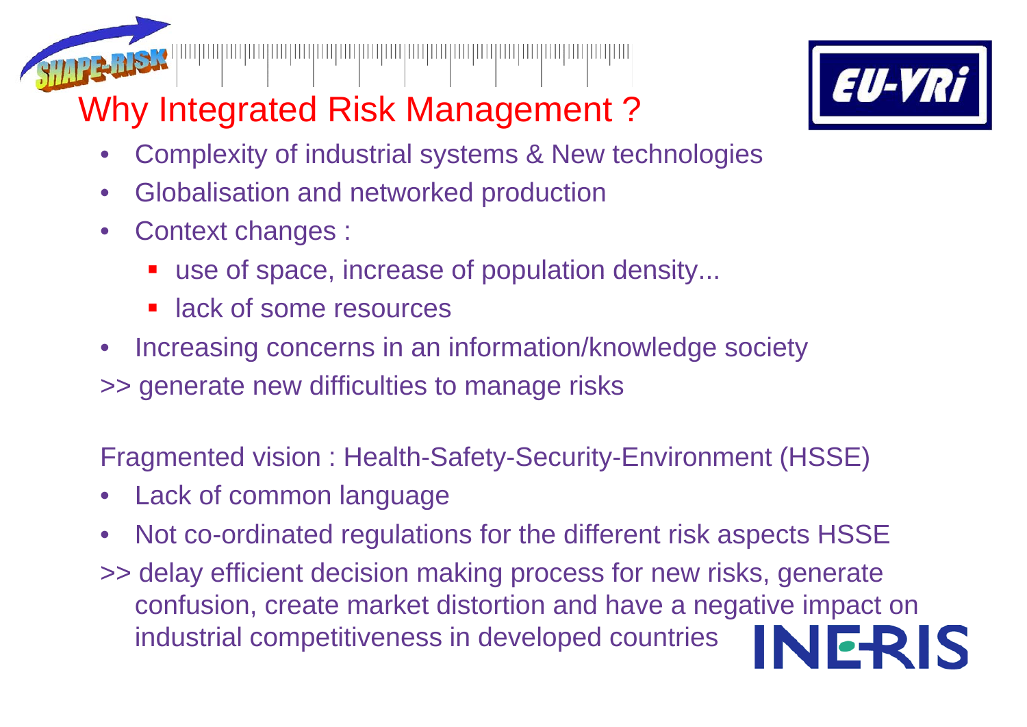# Why Integrated Risk Management ?

- Complexity of industrial systems & New technologies
- Globalisation and networked production
- Context changes :
  - use of space, increase of population density...
  - lack of some resources
- Increasing concerns in an information/knowledge society

>> generate new difficulties to manage risks

Fragmented vision : Health-Safety-Security-Environment (HSSE)

- Lack of common language
- Not co-ordinated regulations for the different risk aspects HSSE

>> delay efficient decision making process for new risks, generate confusion, create market distortion and have a negative impact on industrial competitiveness in developed countries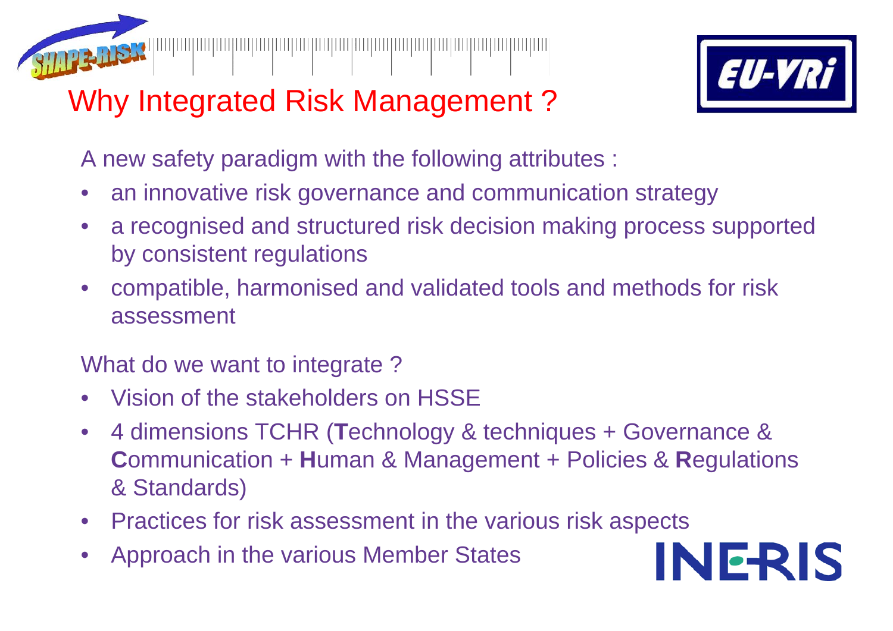# Why Integrated Risk Management ?

A new safety paradigm with the following attributes :

- an innovative risk governance and communication strategy
- a recognised and structured risk decision making process supported by consistent regulations
- compatible, harmonised and validated tools and methods for risk assessment

What do we want to integrate ?

- Vision of the stakeholders on HSSE
- 4 dimensions TCHR (**T**echnology & techniques + Governance & **C**ommunication + **H**uman & Management + Policies & **R**egulations & Standards)
- Practices for risk assessment in the various risk aspects
- Approach in the various Member States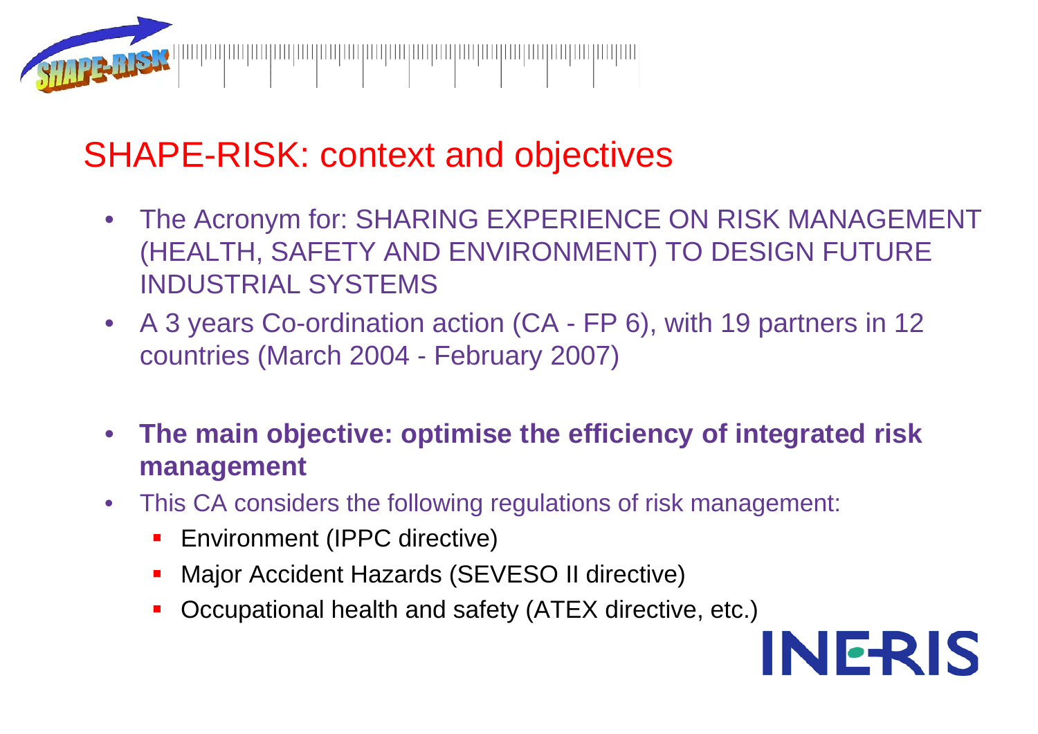## SHAPE-RISK: context and objectives

- The Acronym for: SHARING EXPERIENCE ON RISK MANAGEMENT (HEALTH, SAFETY AND ENVIRONMENT) TO DESIGN FUTURE INDUSTRIAL SYSTEMS
- A 3 years Co-ordination action (CA - FP 6), with 19 partners in 12 countries (March 2004 - February 2007)
- **The main objective: optimise the efficiency of integrated risk management**
- This CA considers the following regulations of risk management:
  - Environment (IPPC directive)
  - Major Accident Hazards (SEVESO II directive)
  - Occupational health and safety (ATEX directive, etc.)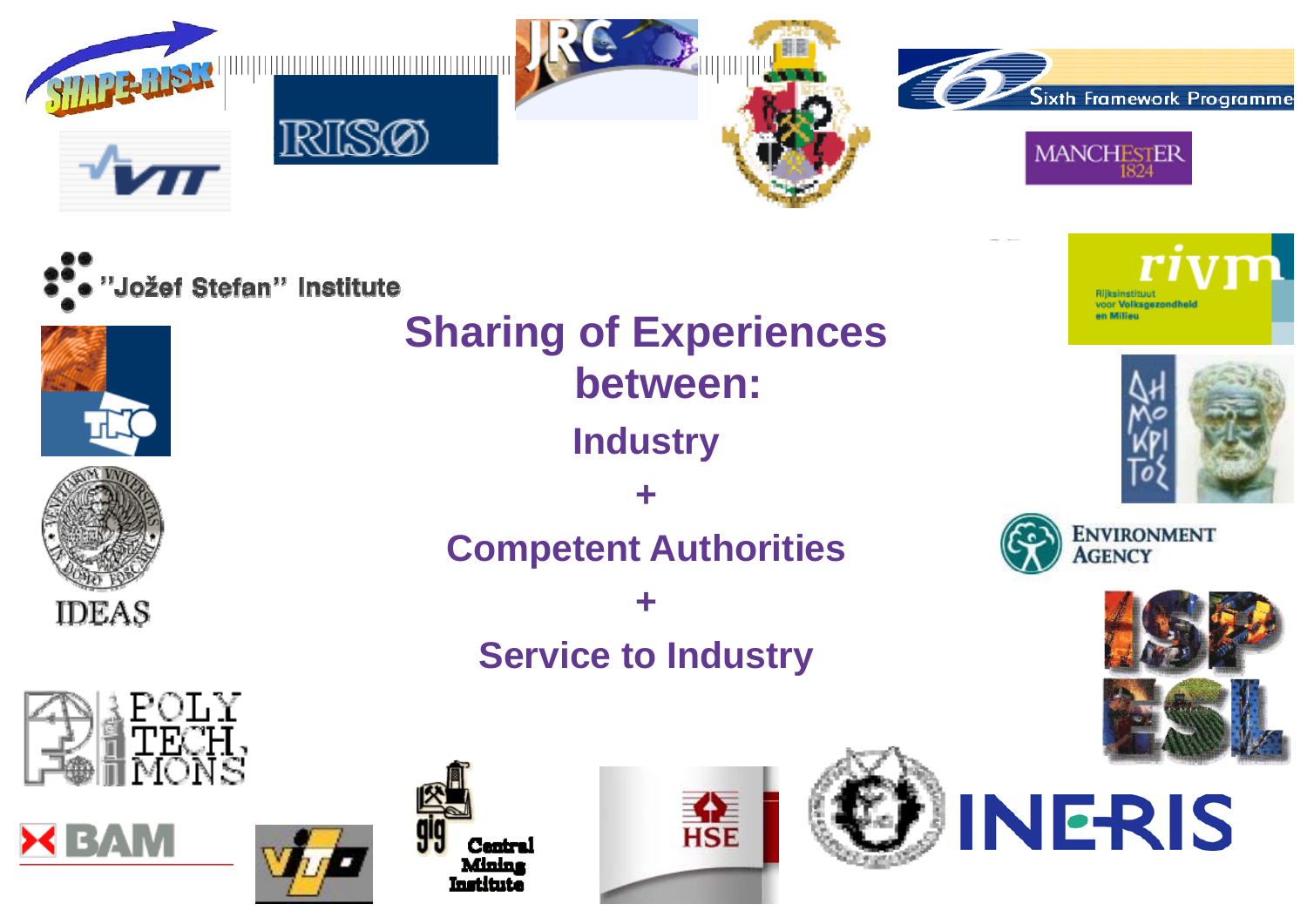# Sharing of Experiences between:

Industry

+

Competent Authorities

+

Service to Industry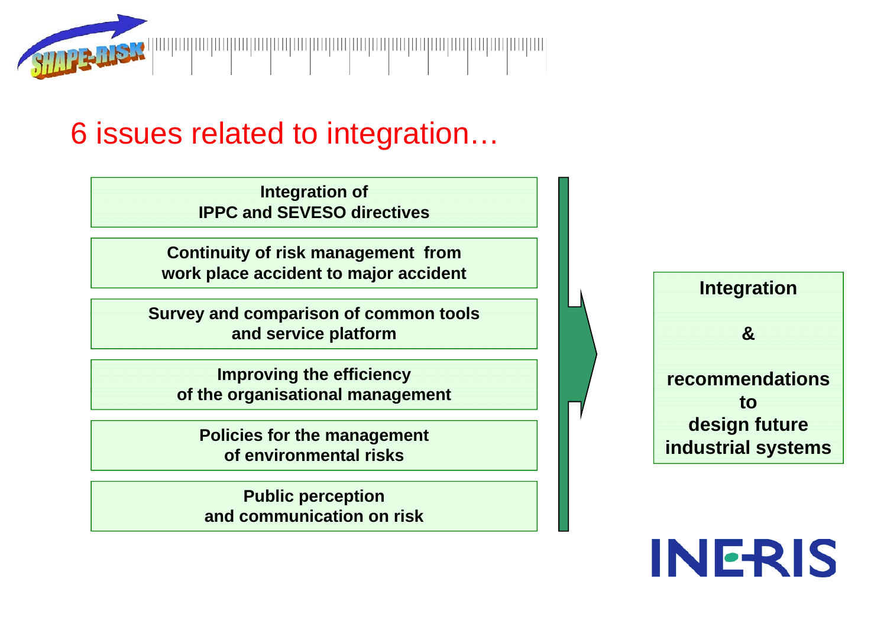# 6 issues related to integration…

- **Integration of IPPC and SEVESO directives**
- **Continuity of risk management from work place accident to major accident**
- **Survey and comparison of common tools and service platform**
- **Improving the efficiency of the organisational management**
- **Policies for the management of environmental risks**
- **Public perception and communication on risk**

→ **Integration & recommendations to design future industrial systems**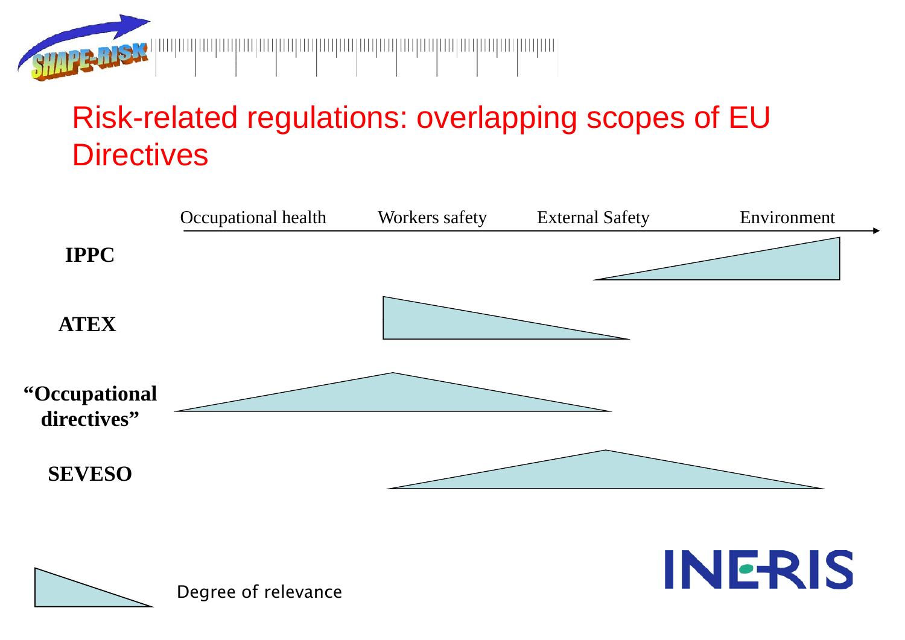# Risk-related regulations: overlapping scopes of EU Directives

Occupational health — Workers safety — External Safety — Environment

**IPPC**

**ATEX**

**"Occupational directives"**

**SEVESO**

Degree of relevance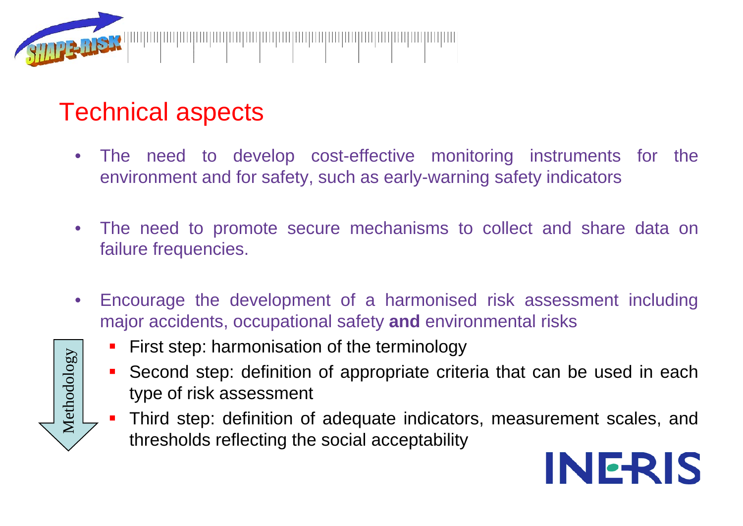# Technical aspects

- The need to develop cost-effective monitoring instruments for the environment and for safety, such as early-warning safety indicators
- The need to promote secure mechanisms to collect and share data on failure frequencies.
- Encourage the development of a harmonised risk assessment including major accidents, occupational safety **and** environmental risks
  - First step: harmonisation of the terminology
  - Second step: definition of appropriate criteria that can be used in each type of risk assessment
  - Third step: definition of adequate indicators, measurement scales, and thresholds reflecting the social acceptability

Methodology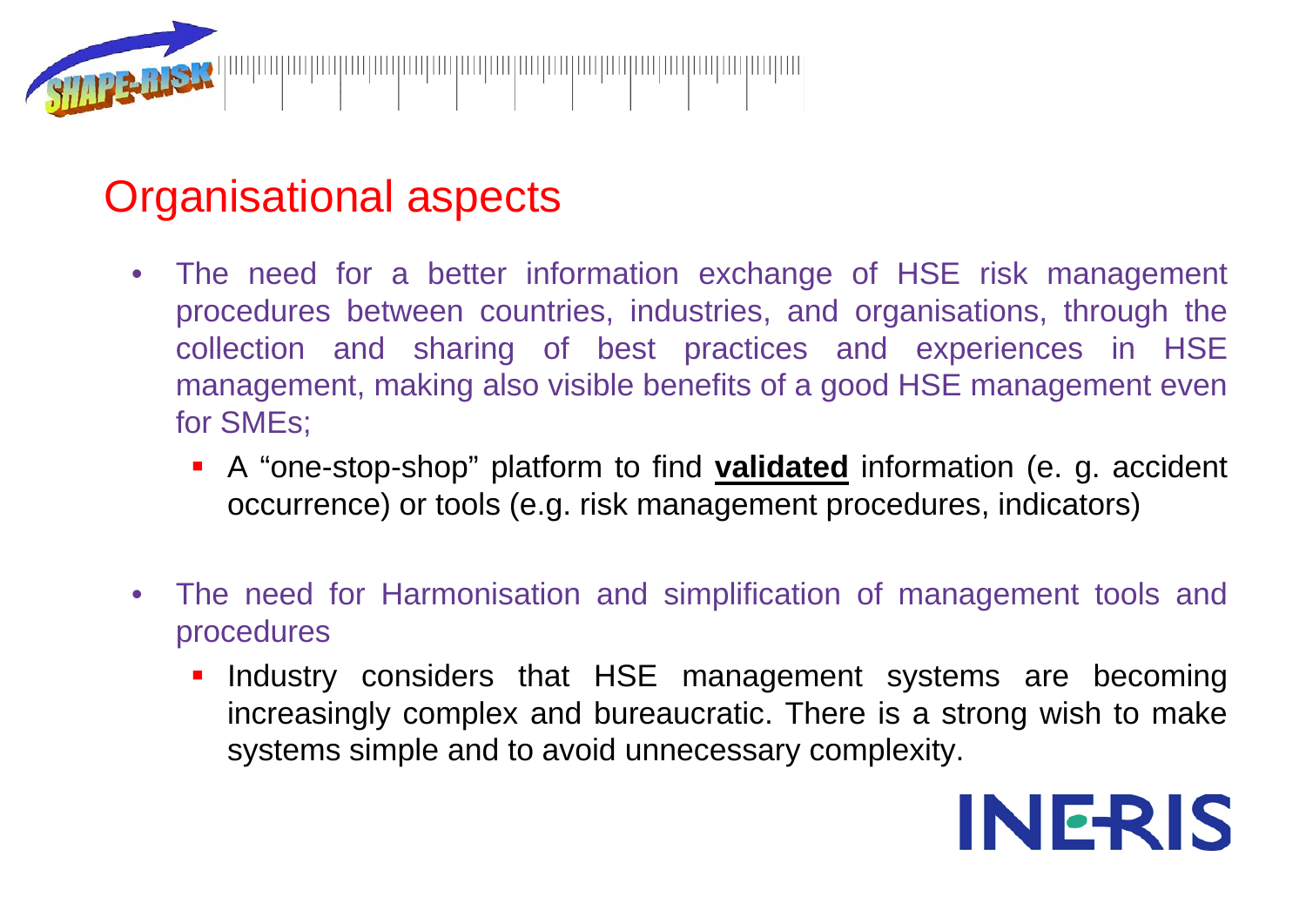## Organisational aspects

- The need for a better information exchange of HSE risk management procedures between countries, industries, and organisations, through the collection and sharing of best practices and experiences in HSE management, making also visible benefits of a good HSE management even for SMEs;
  - A “one-stop-shop” platform to find **validated** information (e. g. accident occurrence) or tools (e.g. risk management procedures, indicators)

- The need for Harmonisation and simplification of management tools and procedures
  - Industry considers that HSE management systems are becoming increasingly complex and bureaucratic. There is a strong wish to make systems simple and to avoid unnecessary complexity.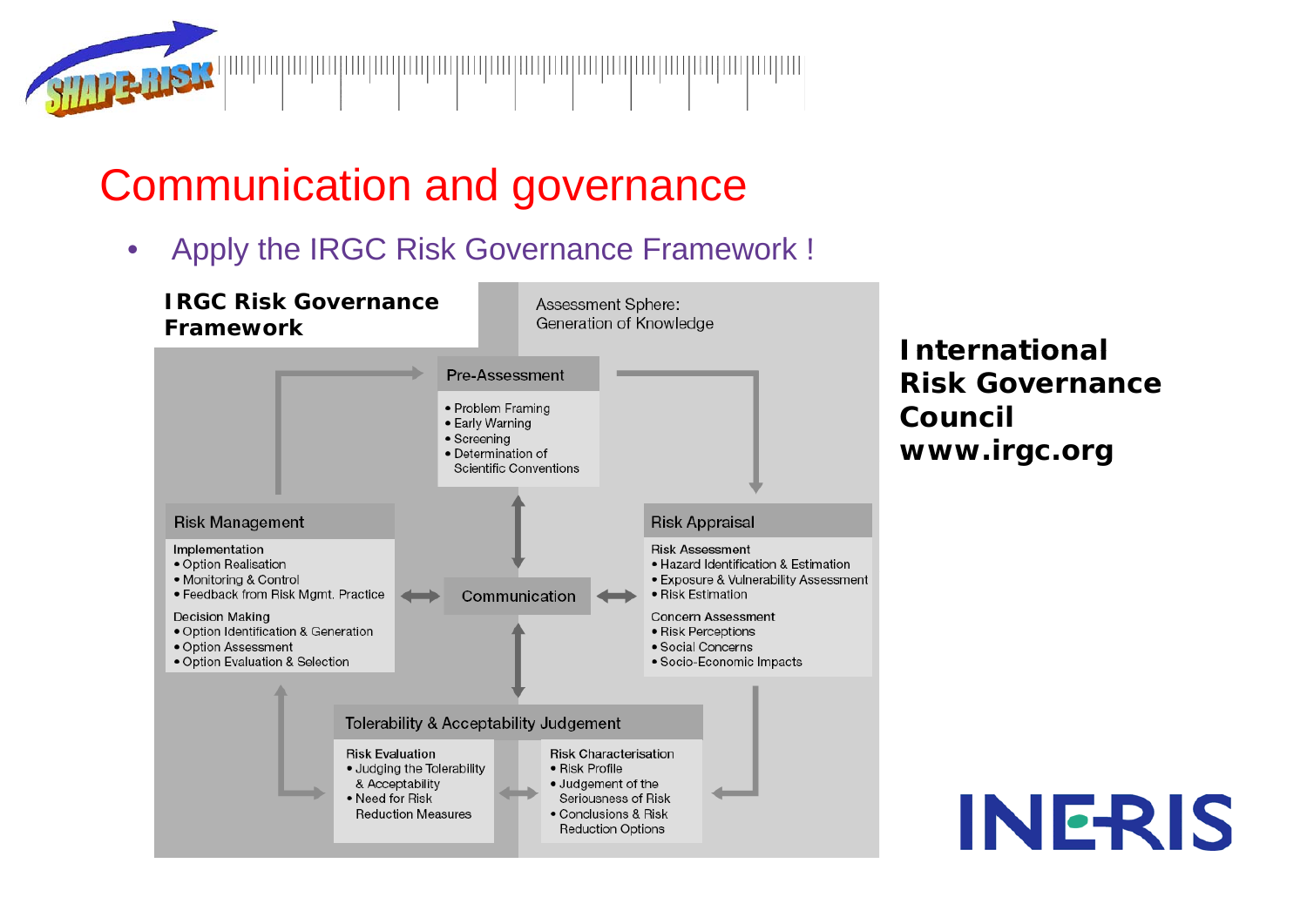# Communication and governance

- Apply the IRGC Risk Governance Framework !

**IRGC Risk Governance Framework**

Assessment Sphere: Generation of Knowledge

**Pre-Assessment**
- Problem Framing
- Early Warning
- Screening
- Determination of Scientific Conventions

**Risk Management**

Implementation
- Option Realisation
- Monitoring & Control
- Feedback from Risk Mgmt. Practice

Decision Making
- Option Identification & Generation
- Option Assessment
- Option Evaluation & Selection

**Communication**

**Risk Appraisal**

Risk Assessment
- Hazard Identification & Estimation
- Exposure & Vulnerability Assessment
- Risk Estimation

Concern Assessment
- Risk Perceptions
- Social Concerns
- Socio-Economic Impacts

**Tolerability & Acceptability Judgement**

Risk Evaluation
- Judging the Tolerability & Acceptability
- Need for Risk Reduction Measures

Risk Characterisation
- Risk Profile
- Judgement of the Seriousness of Risk
- Conclusions & Risk Reduction Options

**International Risk Governance Council**
**www.irgc.org**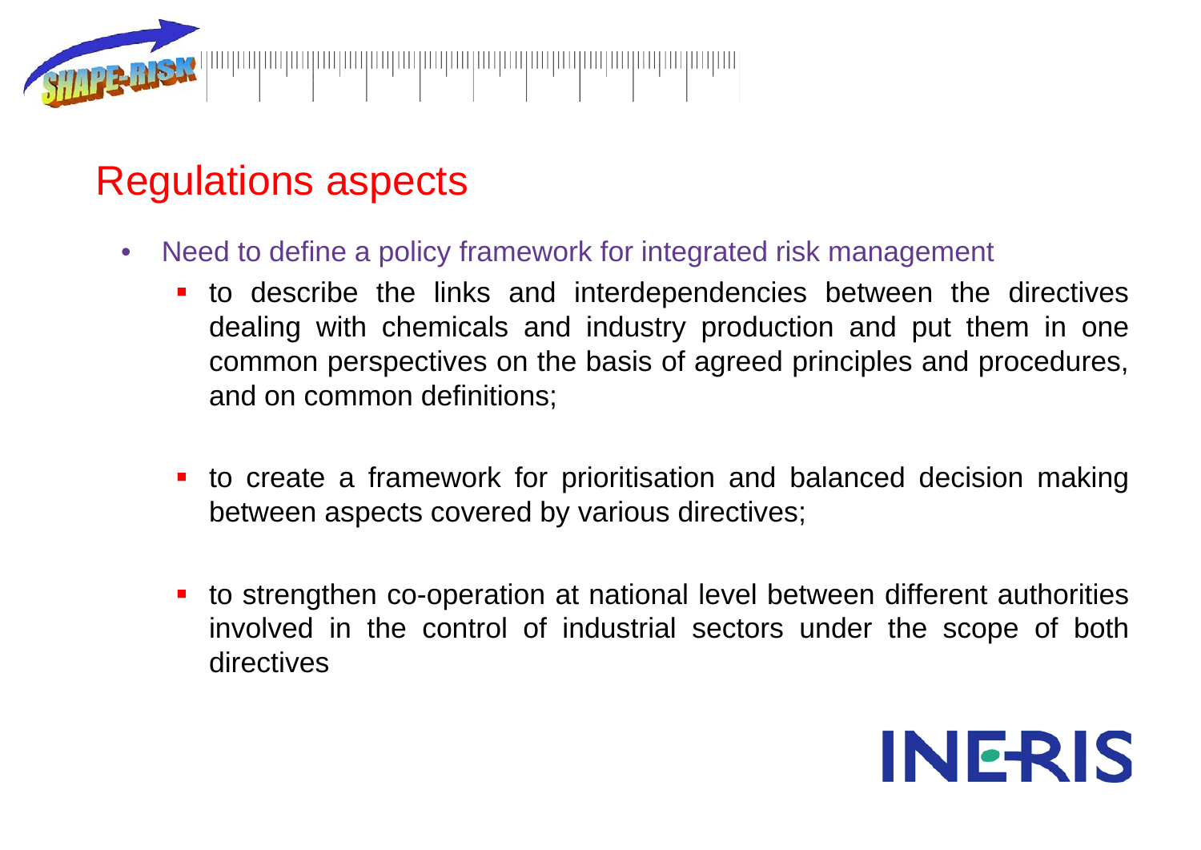# Regulations aspects

- Need to define a policy framework for integrated risk management
  - to describe the links and interdependencies between the directives dealing with chemicals and industry production and put them in one common perspectives on the basis of agreed principles and procedures, and on common definitions;
  - to create a framework for prioritisation and balanced decision making between aspects covered by various directives;
  - to strengthen co-operation at national level between different authorities involved in the control of industrial sectors under the scope of both directives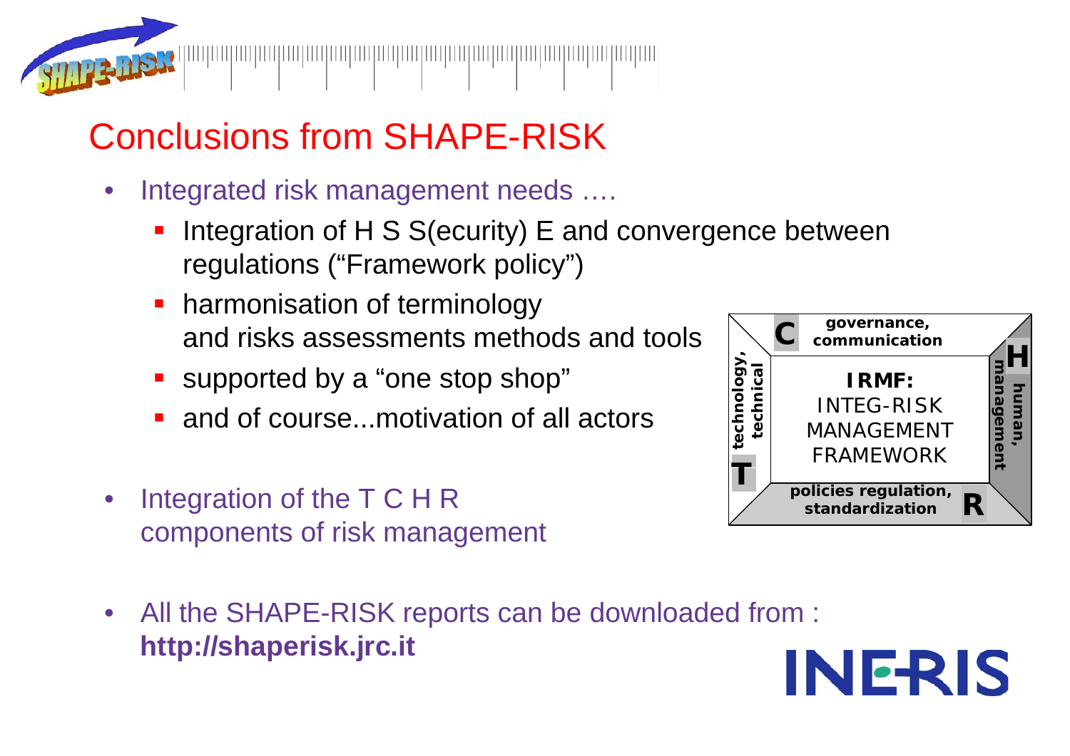# Conclusions from SHAPE-RISK

- Integrated risk management needs ….
  - Integration of H S S(ecurity) E and convergence between regulations ("Framework policy")
  - harmonisation of terminology and risks assessments methods and tools
  - supported by a "one stop shop"
  - and of course...motivation of all actors

- Integration of the T C H R components of risk management

C governance, communication

H human, management

R policies regulation, standardization

T technology, technical

**IRMF:** INTEG-RISK MANAGEMENT FRAMEWORK

- All the SHAPE-RISK reports can be downloaded from : **http://shaperisk.jrc.it**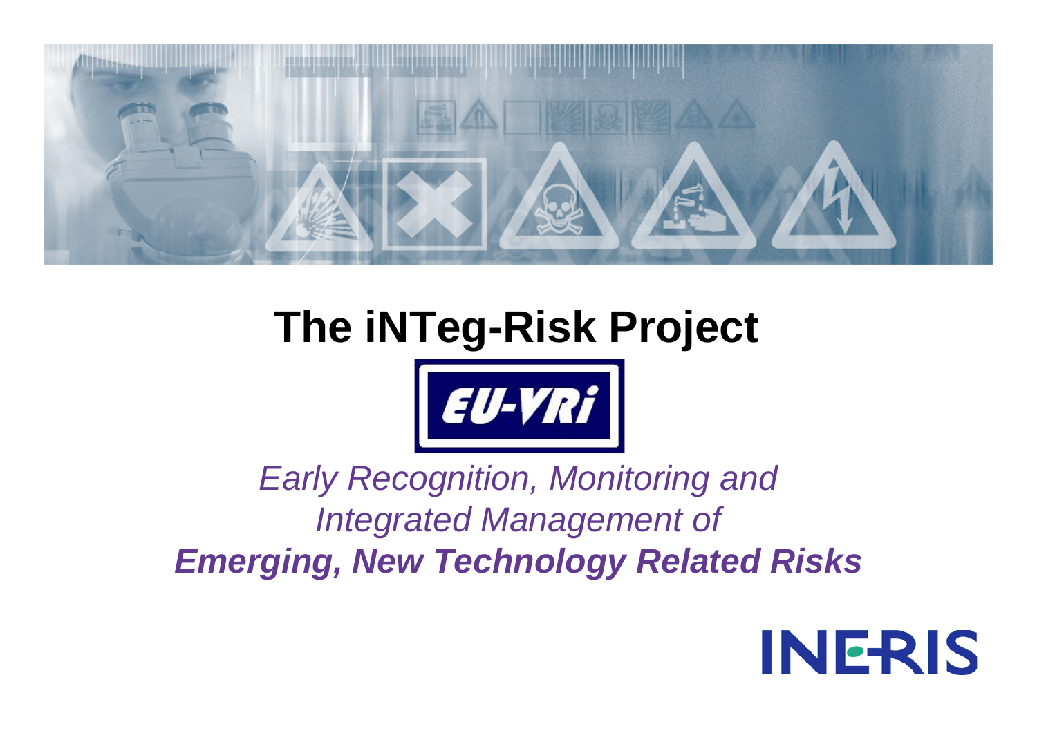# The iNTeg-Risk Project

EU-VRi

*Early Recognition, Monitoring and Integrated Management of*
***Emerging, New Technology Related Risks***

INERIS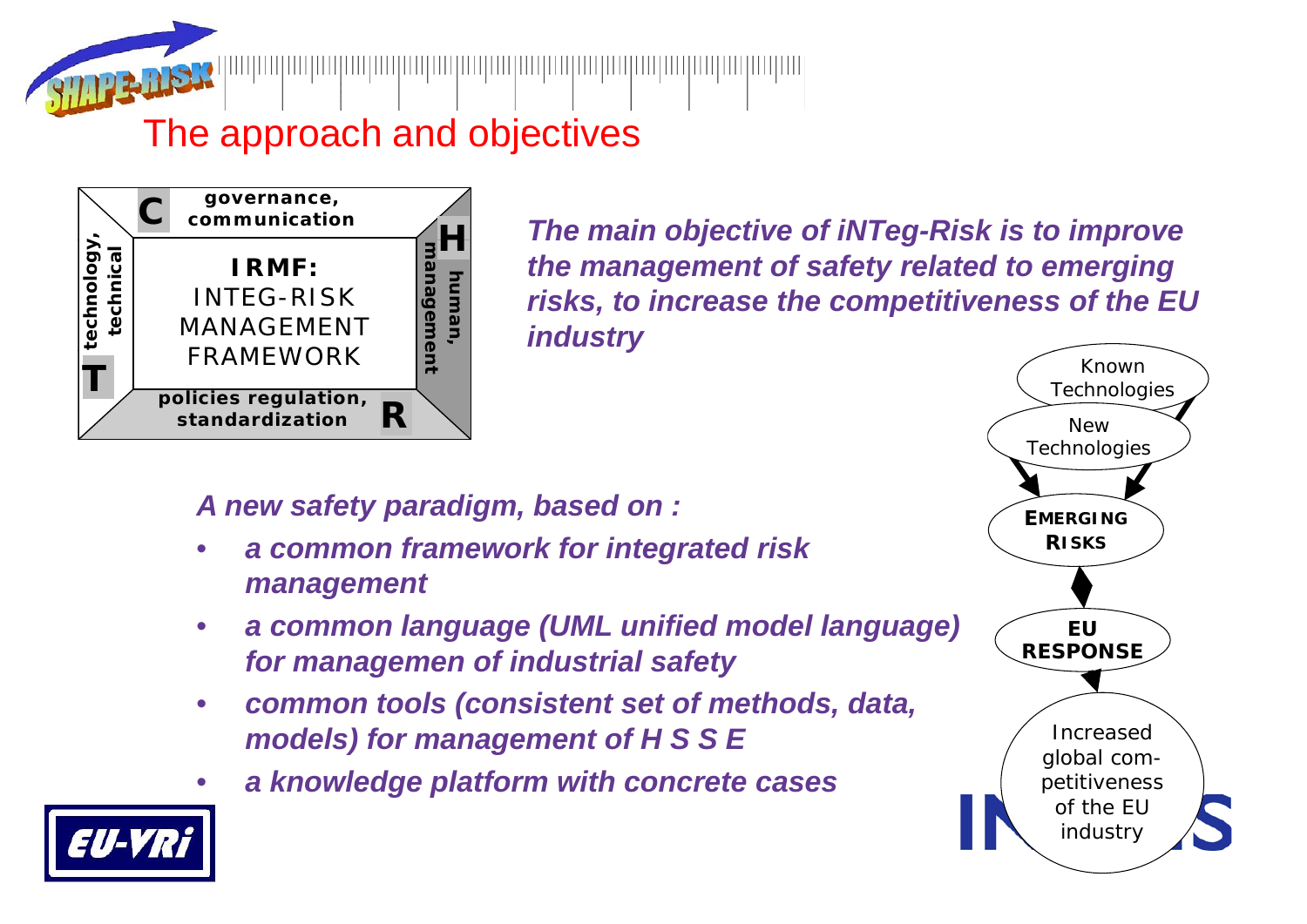# The approach and objectives

**C** governance, communication

**H** human, management

**T** technology, technical

**R** policies regulation, standardization

**IRMF:** INTEG-RISK MANAGEMENT FRAMEWORK

***The main objective of iNTeg-Risk is to improve the management of safety related to emerging risks, to increase the competitiveness of the EU industry***

Known Technologies → New Technologies → **EMERGING RISKS** ↔ **EU RESPONSE** → Increased global competitiveness of the EU industry

***A new safety paradigm, based on :***

- ***a common framework for integrated risk management***
- ***a common language (UML unified model language) for managemen of industrial safety***
- ***common tools (consistent set of methods, data, models) for management of H S S E***
- ***a knowledge platform with concrete cases***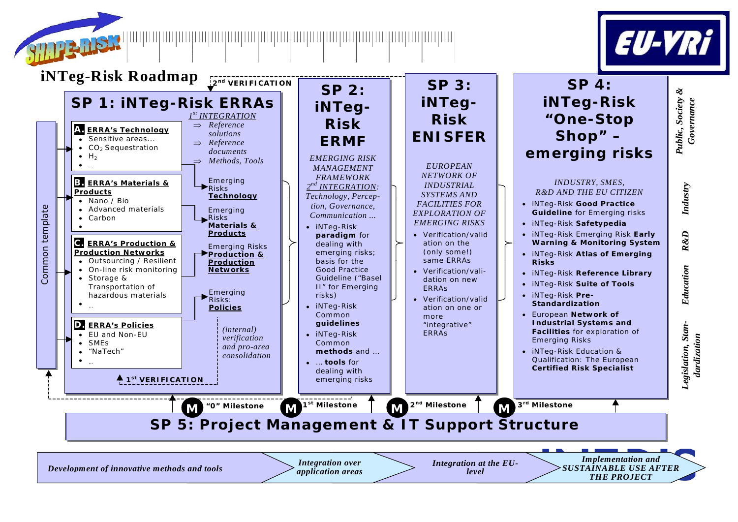# iNTeg-Risk Roadmap

**2[nd] VERIFICATION**

## SP 1: iNTeg-Risk ERRAs

*1[st] INTEGRATION*
- ⇒ *Reference solutions*
- ⇒ *Reference documents*
- ⇒ *Methods, Tools*

Common template

**A. ERRA's Technology**
- Sensitive areas…
- $CO_2$ Sequestration
- $H_2$
- …

Emerging Risks **Technology**

**B. ERRA's Materials & Products**
- Nano / Bio
- Advanced materials
- Carbon

Emerging Risks **Materials & Products**

**C. ERRA's Production & Production Networks**
- Outsourcing / Resilient
- On-line risk monitoring
- Storage & Transportation of hazardous materials
- …

Emerging Risks **Production & Production Networks**

**D. ERRA's Policies**
- EU and Non-EU
- SMEs
- "NaTech"
- …

Emerging Risks: **Policies**

*(internal) verification and pro-area consolidation*

**1[st] VERIFICATION**

## SP 2: iNTeg-Risk ERMF

*EMERGING RISK MANAGEMENT FRAMEWORK*

*2[nd] INTEGRATION: Technology, Perception, Governance, Communication …*

- iNTeg-Risk **paradigm** for dealing with emerging risks; basis for the Good Practice Guideline ("Basel II" for Emerging risks)
- iNTeg-Risk Common **guidelines**
- iNTeg-Risk Common **methods** and …
- … **tools** for dealing with emerging risks

## SP 3: iNTeg-Risk ENISFER

*EUROPEAN NETWORK OF INDUSTRIAL SYSTEMS AND FACILITIES FOR EXPLORATION OF EMERGING RISKS*

- Verification/validation on the (only some!) same ERRAs
- Verification/validation on new ERRAs
- Verification/validation on one or more "integrative" ERRAs

## SP 4: iNTeg-Risk "One-Stop Shop" – emerging risks

*INDUSTRY, SMES, R&D AND THE EU CITIZEN*

- iNTeg-Risk **Good Practice Guideline** for Emerging risks
- iNTeg-Risk **Safetypedia**
- iNTeg-Risk Emerging Risk **Early Warning & Monitoring System**
- iNTeg-Risk **Atlas of Emerging Risks**
- iNTeg-Risk **Reference Library**
- iNTeg-Risk **Suite of Tools**
- iNTeg-Risk **Pre-Standardization**
- European **Network of Industrial Systems and Facilities** for exploration of Emerging Risks
- iNTeg-Risk Education & Qualification: The European **Certified Risk Specialist**

*Public, Society & Governance* | *Industry* | *R&D* | *Education* | *Legislation, Standardization*

**M** "0" Milestone — **M** 1[st] Milestone — **M** 2[nd] Milestone — **M** 3[rd] Milestone

## SP 5: Project Management & IT Support Structure

*Development of innovative methods and tools* → *Integration over application areas* → *Integration at the EU-level* → *Implementation and SUSTAINABLE USE AFTER THE PROJECT*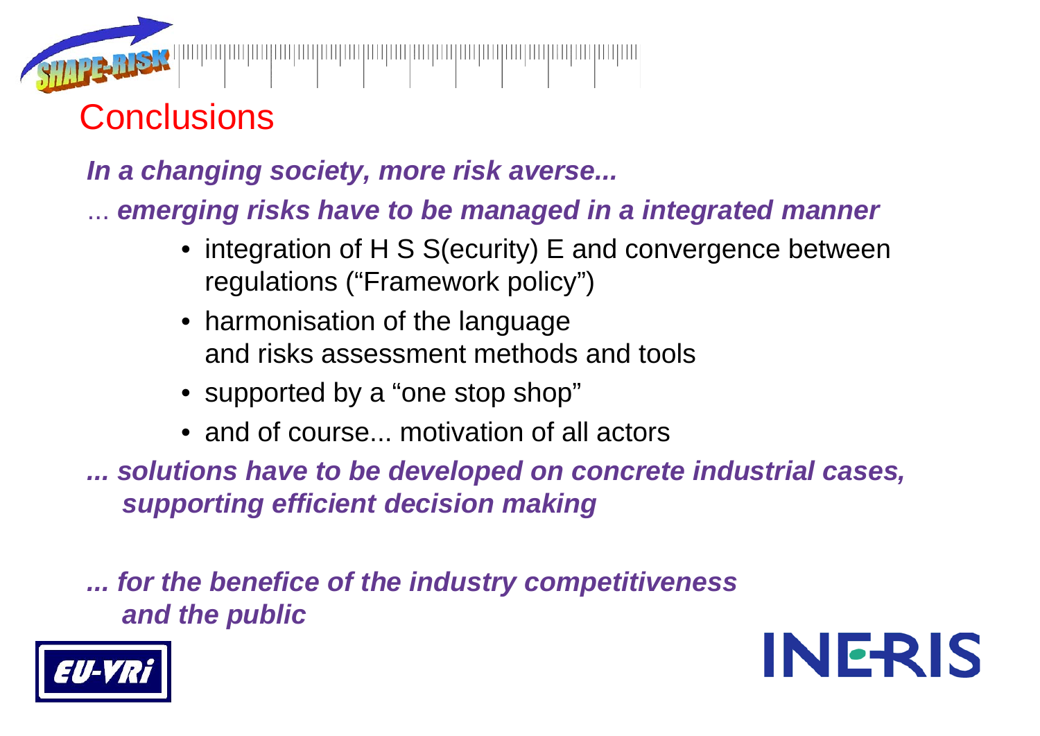# Conclusions

***In a changing society, more risk averse...***

... ***emerging risks have to be managed in a integrated manner***

- integration of H S S(ecurity) E and convergence between regulations (“Framework policy”)
- harmonisation of the language and risks assessment methods and tools
- supported by a “one stop shop”
- and of course... motivation of all actors

***... solutions have to be developed on concrete industrial cases, supporting efficient decision making***

***... for the benefice of the industry competitiveness and the public***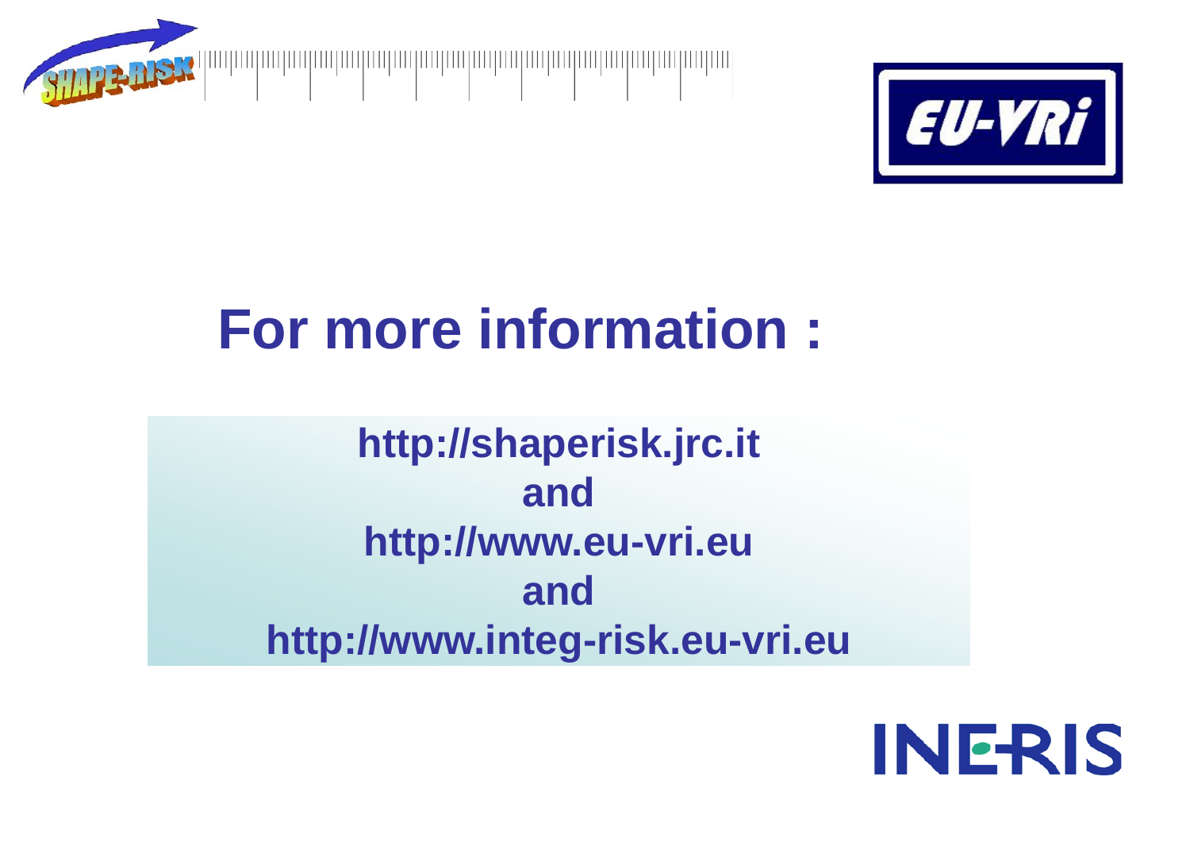# For more information :

**http://shaperisk.jrc.it**
**and**
**http://www.eu-vri.eu**
**and**
**http://www.integ-risk.eu-vri.eu**